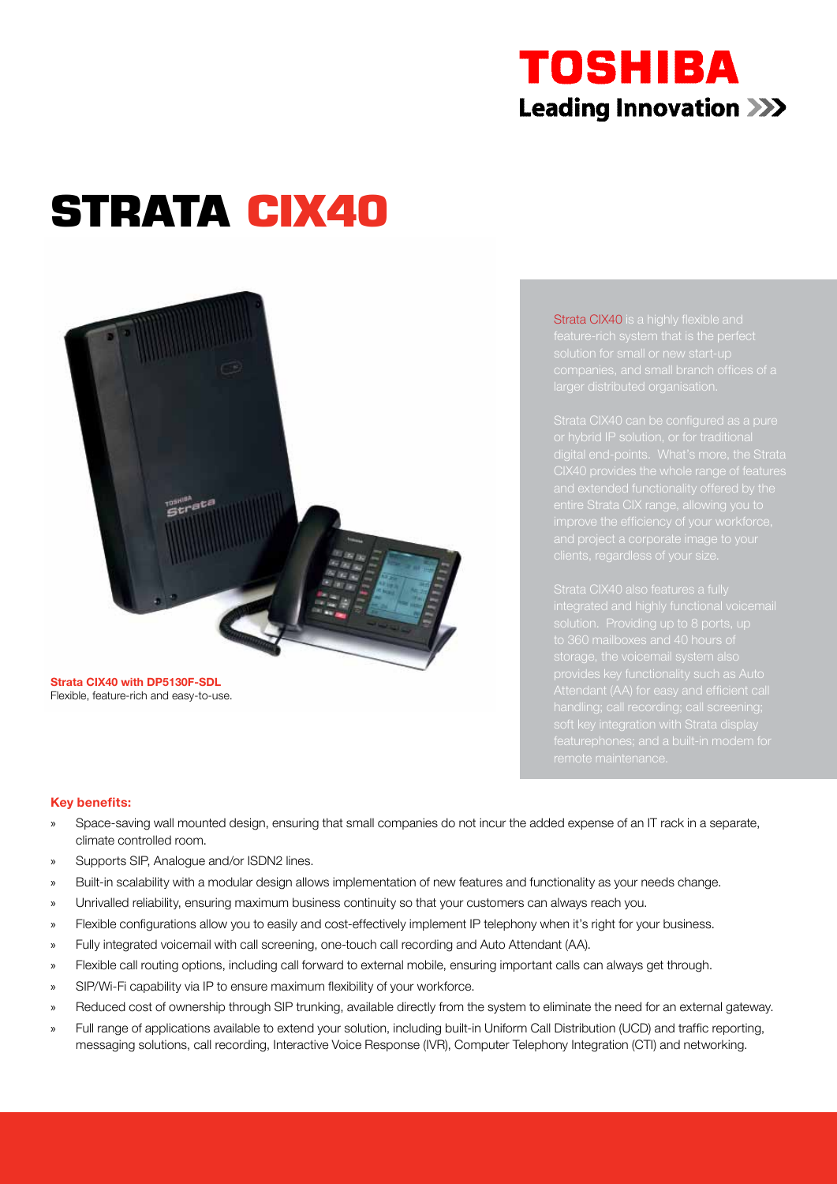# STRATA CIX40

**Strata CIX40 with DP5130F-SDL**
Flexible, feature-rich and easy-to-use.

Strata CIX40 is a highly flexible and feature-rich system that is the perfect solution for small or new start-up companies, and small branch offices of a larger distributed organisation.

Strata CIX40 can be configured as a pure or hybrid IP solution, or for traditional digital end-points. What's more, the Strata CIX40 provides the whole range of features and extended functionality offered by the entire Strata CIX range, allowing you to improve the efficiency of your workforce, and project a corporate image to your clients, regardless of your size.

Strata CIX40 also features a fully integrated and highly functional voicemail solution. Providing up to 8 ports, up to 360 mailboxes and 40 hours of storage, the voicemail system also provides key functionality such as Auto Attendant (AA) for easy and efficient call handling; call recording; call screening; soft key integration with Strata display featurephones; and a built-in modem for remote maintenance.

**Key benefits:**

- Space-saving wall mounted design, ensuring that small companies do not incur the added expense of an IT rack in a separate, climate controlled room.
- Supports SIP, Analogue and/or ISDN2 lines.
- Built-in scalability with a modular design allows implementation of new features and functionality as your needs change.
- Unrivalled reliability, ensuring maximum business continuity so that your customers can always reach you.
- Flexible configurations allow you to easily and cost-effectively implement IP telephony when it's right for your business.
- Fully integrated voicemail with call screening, one-touch call recording and Auto Attendant (AA).
- Flexible call routing options, including call forward to external mobile, ensuring important calls can always get through.
- SIP/Wi-Fi capability via IP to ensure maximum flexibility of your workforce.
- Reduced cost of ownership through SIP trunking, available directly from the system to eliminate the need for an external gateway.
- Full range of applications available to extend your solution, including built-in Uniform Call Distribution (UCD) and traffic reporting, messaging solutions, call recording, Interactive Voice Response (IVR), Computer Telephony Integration (CTI) and networking.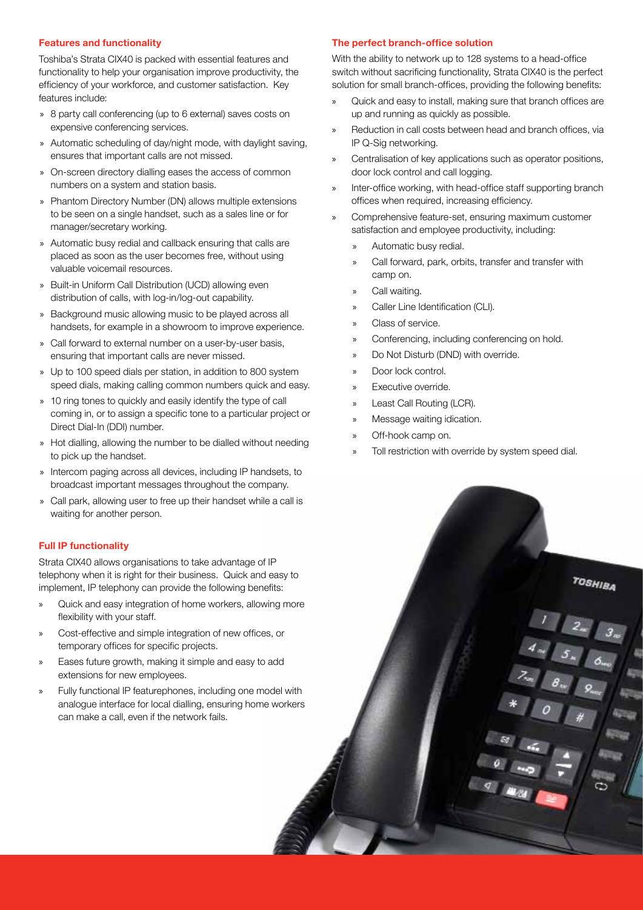### Features and functionality

Toshiba's Strata CIX40 is packed with essential features and functionality to help your organisation improve productivity, the efficiency of your workforce, and customer satisfaction. Key features include:

- 8 party call conferencing (up to 6 external) saves costs on expensive conferencing services.
- Automatic scheduling of day/night mode, with daylight saving, ensures that important calls are not missed.
- On-screen directory dialling eases the access of common numbers on a system and station basis.
- Phantom Directory Number (DN) allows multiple extensions to be seen on a single handset, such as a sales line or for manager/secretary working.
- Automatic busy redial and callback ensuring that calls are placed as soon as the user becomes free, without using valuable voicemail resources.
- Built-in Uniform Call Distribution (UCD) allowing even distribution of calls, with log-in/log-out capability.
- Background music allowing music to be played across all handsets, for example in a showroom to improve experience.
- Call forward to external number on a user-by-user basis, ensuring that important calls are never missed.
- Up to 100 speed dials per station, in addition to 800 system speed dials, making calling common numbers quick and easy.
- 10 ring tones to quickly and easily identify the type of call coming in, or to assign a specific tone to a particular project or Direct Dial-In (DDI) number.
- Hot dialling, allowing the number to be dialled without needing to pick up the handset.
- Intercom paging across all devices, including IP handsets, to broadcast important messages throughout the company.
- Call park, allowing user to free up their handset while a call is waiting for another person.

### Full IP functionality

Strata CIX40 allows organisations to take advantage of IP telephony when it is right for their business. Quick and easy to implement, IP telephony can provide the following benefits:

- Quick and easy integration of home workers, allowing more flexibility with your staff.
- Cost-effective and simple integration of new offices, or temporary offices for specific projects.
- Eases future growth, making it simple and easy to add extensions for new employees.
- Fully functional IP featurephones, including one model with analogue interface for local dialling, ensuring home workers can make a call, even if the network fails.

### The perfect branch-office solution

With the ability to network up to 128 systems to a head-office switch without sacrificing functionality, Strata CIX40 is the perfect solution for small branch-offices, providing the following benefits:

- Quick and easy to install, making sure that branch offices are up and running as quickly as possible.
- Reduction in call costs between head and branch offices, via IP Q-Sig networking.
- Centralisation of key applications such as operator positions, door lock control and call logging.
- Inter-office working, with head-office staff supporting branch offices when required, increasing efficiency.
- Comprehensive feature-set, ensuring maximum customer satisfaction and employee productivity, including:
  - Automatic busy redial.
  - Call forward, park, orbits, transfer and transfer with camp on.
  - Call waiting.
  - Caller Line Identification (CLI).
  - Class of service.
  - Conferencing, including conferencing on hold.
  - Do Not Disturb (DND) with override.
  - Door lock control.
  - Executive override.
  - Least Call Routing (LCR).
  - Message waiting idication.
  - Off-hook camp on.
  - Toll restriction with override by system speed dial.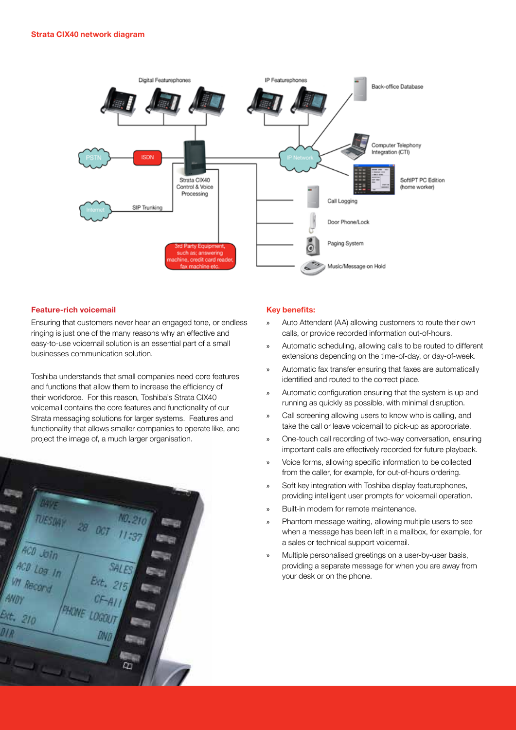## Strata CIX40 network diagram

## Feature-rich voicemail

Ensuring that customers never hear an engaged tone, or endless ringing is just one of the many reasons why an effective and easy-to-use voicemail solution is an essential part of a small businesses communication solution.

Toshiba understands that small companies need core features and functions that allow them to increase the efficiency of their workforce. For this reason, Toshiba's Strata CIX40 voicemail contains the core features and functionality of our Strata messaging solutions for larger systems. Features and functionality that allows smaller companies to operate like, and project the image of, a much larger organisation.

## Key benefits:

- Auto Attendant (AA) allowing customers to route their own calls, or provide recorded information out-of-hours.
- Automatic scheduling, allowing calls to be routed to different extensions depending on the time-of-day, or day-of-week.
- Automatic fax transfer ensuring that faxes are automatically identified and routed to the correct place.
- Automatic configuration ensuring that the system is up and running as quickly as possible, with minimal disruption.
- Call screening allowing users to know who is calling, and take the call or leave voicemail to pick-up as appropriate.
- One-touch call recording of two-way conversation, ensuring important calls are effectively recorded for future playback.
- Voice forms, allowing specific information to be collected from the caller, for example, for out-of-hours ordering.
- Soft key integration with Toshiba display featurephones, providing intelligent user prompts for voicemail operation.
- Built-in modem for remote maintenance.
- Phantom message waiting, allowing multiple users to see when a message has been left in a mailbox, for example, for a sales or technical support voicemail.
- Multiple personalised greetings on a user-by-user basis, providing a separate message for when you are away from your desk or on the phone.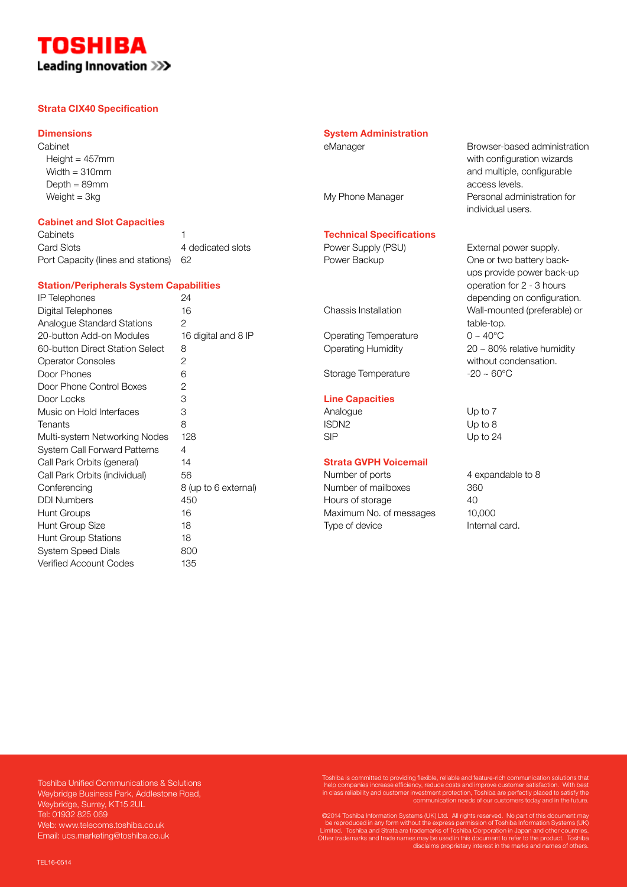**TOSHIBA**
**Leading Innovation >>>**

## Strata CIX40 Specification

### Dimensions

Cabinet

- Height = 457mm
- Width = 310mm
- Depth = 89mm
- Weight = 3kg

### Cabinet and Slot Capacities

| | |
|---|---|
| Cabinets | 1 |
| Card Slots | 4 dedicated slots |
| Port Capacity (lines and stations) | 62 |

### Station/Peripherals System Capabilities

| | |
|---|---|
| IP Telephones | 24 |
| Digital Telephones | 16 |
| Analogue Standard Stations | 2 |
| 20-button Add-on Modules | 16 digital and 8 IP |
| 60-button Direct Station Select | 8 |
| Operator Consoles | 2 |
| Door Phones | 6 |
| Door Phone Control Boxes | 2 |
| Door Locks | 3 |
| Music on Hold Interfaces | 3 |
| Tenants | 8 |
| Multi-system Networking Nodes | 128 |
| System Call Forward Patterns | 4 |
| Call Park Orbits (general) | 14 |
| Call Park Orbits (individual) | 56 |
| Conferencing | 8 (up to 6 external) |
| DDI Numbers | 450 |
| Hunt Groups | 16 |
| Hunt Group Size | 18 |
| Hunt Group Stations | 18 |
| System Speed Dials | 800 |
| Verified Account Codes | 135 |

### System Administration

| | |
|---|---|
| eManager | Browser-based administration with configuration wizards and multiple, configurable access levels. |
| My Phone Manager | Personal administration for individual users. |

### Technical Specifications

| | |
|---|---|
| Power Supply (PSU) | External power supply. |
| Power Backup | One or two battery back-ups provide power back-up operation for 2 - 3 hours depending on configuration. |
| Chassis Installation | Wall-mounted (preferable) or table-top. |
| Operating Temperature | 0 ~ 40°C |
| Operating Humidity | 20 ~ 80% relative humidity without condensation. |
| Storage Temperature | -20 ~ 60°C |

### Line Capacities

| | |
|---|---|
| Analogue | Up to 7 |
| ISDN2 | Up to 8 |
| SIP | Up to 24 |

### Strata GVPH Voicemail

| | |
|---|---|
| Number of ports | 4 expandable to 8 |
| Number of mailboxes | 360 |
| Hours of storage | 40 |
| Maximum No. of messages | 10,000 |
| Type of device | Internal card. |

Toshiba Unified Communications & Solutions
Weybridge Business Park, Addlestone Road,
Weybridge, Surrey, KT15 2UL
Tel: 01932 825 069
Web: www.telecoms.toshiba.co.uk
Email: ucs.marketing@toshiba.co.uk

Toshiba is committed to providing flexible, reliable and feature-rich communication solutions that help companies increase efficiency, reduce costs and improve customer satisfaction. With best in class reliability and customer investment protection, Toshiba are perfectly placed to satisfy the communication needs of our customers today and in the future.

©2014 Toshiba Information Systems (UK) Ltd. All rights reserved. No part of this document may be reproduced in any form without the express permission of Toshiba Information Systems (UK) Limited. Toshiba and Strata are trademarks of Toshiba Corporation in Japan and other countries. Other trademarks and trade names may be used in this document to refer to the product. Toshiba disclaims proprietary interest in the marks and names of others.

TEL16-0514